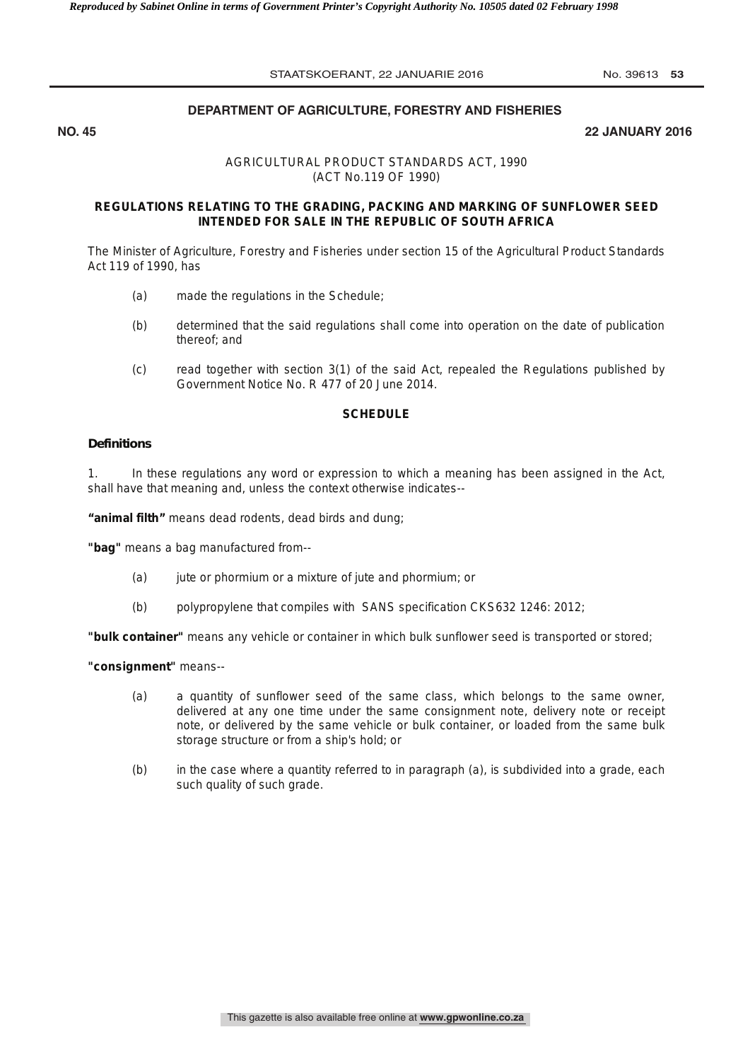**DEPARTMENT OF AGRICULTURE, FORESTRY AND FISHERIES**

**NO. 45** **22 JANUARY 2016**

AGRICULTURAL PRODUCT STANDARDS ACT, 1990
(ACT No.119 OF 1990)

**REGULATIONS RELATING TO THE GRADING, PACKING AND MARKING OF SUNFLOWER SEED INTENDED FOR SALE IN THE REPUBLIC OF SOUTH AFRICA**

The Minister of Agriculture, Forestry and Fisheries under section 15 of the Agricultural Product Standards Act 119 of 1990, has

(a) made the regulations in the Schedule;

(b) determined that the said regulations shall come into operation on the date of publication thereof; and

(c) read together with section 3(1) of the said Act, repealed the Regulations published by Government Notice No. R 477 of 20 June 2014.

**SCHEDULE**

**Definitions**

1. In these regulations any word or expression to which a meaning has been assigned in the Act, shall have that meaning and, unless the context otherwise indicates--

**"animal filth"** means dead rodents, dead birds and dung;

**"bag"** means a bag manufactured from--

(a) jute or phormium or a mixture of jute and phormium; or

(b) polypropylene that compiles with SANS specification CKS632 1246: 2012;

**"bulk container"** means any vehicle or container in which bulk sunflower seed is transported or stored;

**"consignment"** means--

(a) a quantity of sunflower seed of the same class, which belongs to the same owner, delivered at any one time under the same consignment note, delivery note or receipt note, or delivered by the same vehicle or bulk container, or loaded from the same bulk storage structure or from a ship's hold; or

(b) in the case where a quantity referred to in paragraph (a), is subdivided into a grade, each such quality of such grade.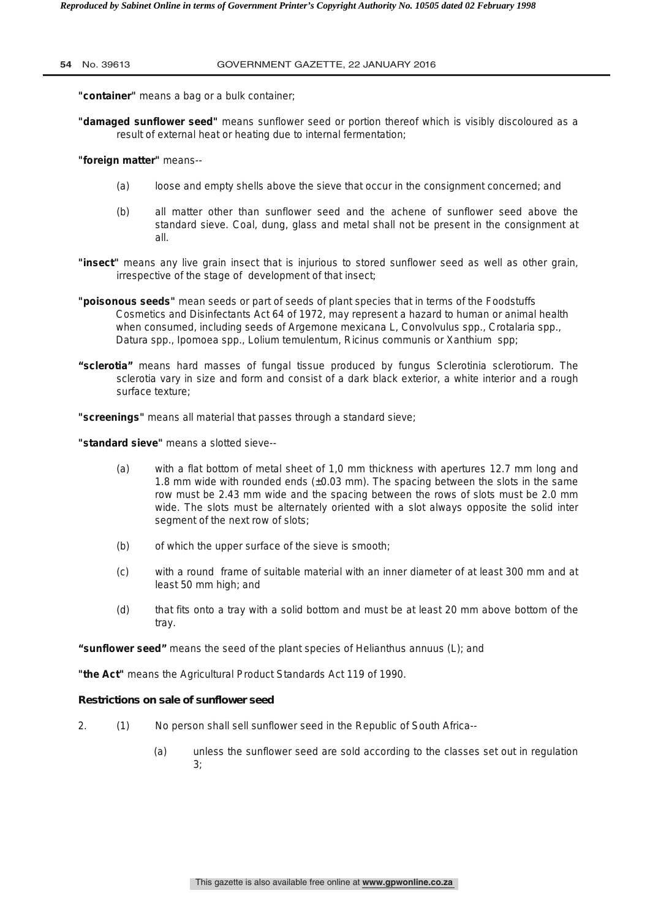**"container"** means a bag or a bulk container;

**"damaged sunflower seed"** means sunflower seed or portion thereof which is visibly discoloured as a result of external heat or heating due to internal fermentation;

**"foreign matter"** means--

(a) loose and empty shells above the sieve that occur in the consignment concerned; and

(b) all matter other than sunflower seed and the achene of sunflower seed above the standard sieve. Coal, dung, glass and metal shall not be present in the consignment at all.

**"insect"** means any live grain insect that is injurious to stored sunflower seed as well as other grain, irrespective of the stage of development of that insect;

**"poisonous seeds"** mean seeds or part of seeds of plant species that in terms of the Foodstuffs Cosmetics and Disinfectants Act 64 of 1972, may represent a hazard to human or animal health when consumed, including seeds of Argemone mexicana L, Convolvulus spp., Crotalaria spp., Datura spp., Ipomoea spp., Lolium temulentum, Ricinus communis or Xanthium spp;

**"sclerotia"** means hard masses of fungal tissue produced by fungus Sclerotinia sclerotiorum. The sclerotia vary in size and form and consist of a dark black exterior, a white interior and a rough surface texture;

**"screenings"** means all material that passes through a standard sieve;

**"standard sieve"** means a slotted sieve--

(a) with a flat bottom of metal sheet of 1,0 mm thickness with apertures 12.7 mm long and 1.8 mm wide with rounded ends (±0.03 mm). The spacing between the slots in the same row must be 2.43 mm wide and the spacing between the rows of slots must be 2.0 mm wide. The slots must be alternately oriented with a slot always opposite the solid inter segment of the next row of slots;

(b) of which the upper surface of the sieve is smooth;

(c) with a round frame of suitable material with an inner diameter of at least 300 mm and at least 50 mm high; and

(d) that fits onto a tray with a solid bottom and must be at least 20 mm above bottom of the tray.

**"sunflower seed"** means the seed of the plant species of Helianthus annuus (L); and

**"the Act"** means the Agricultural Product Standards Act 119 of 1990.

**Restrictions on sale of sunflower seed**

2. (1) No person shall sell sunflower seed in the Republic of South Africa--

(a) unless the sunflower seed are sold according to the classes set out in regulation 3;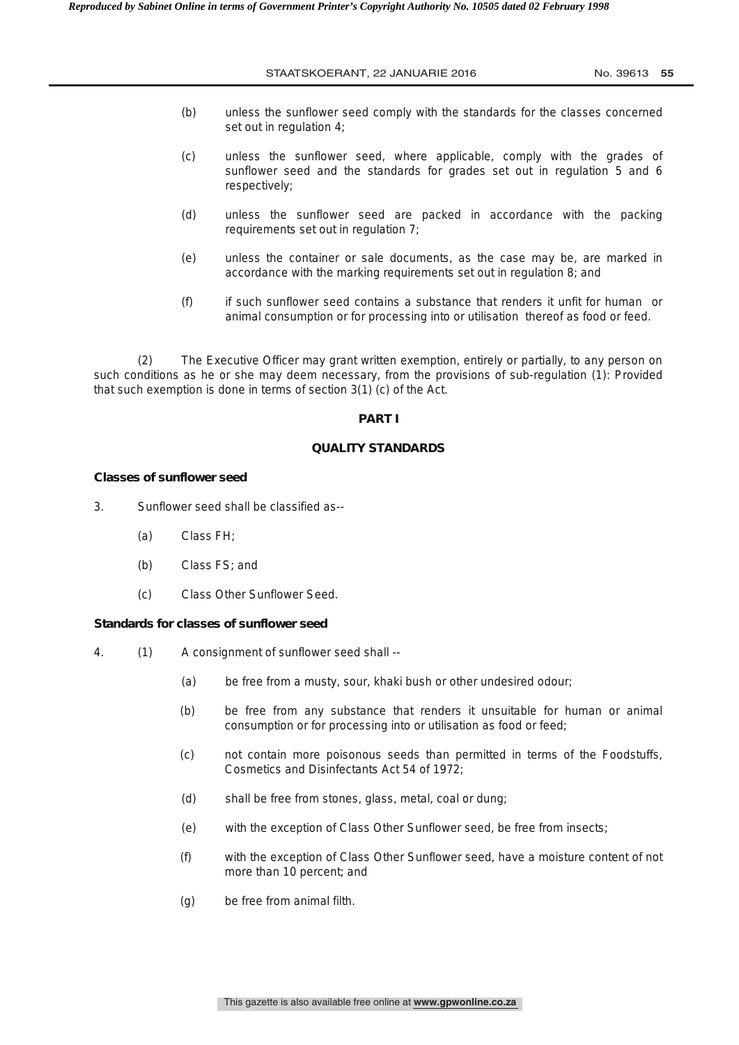(b) unless the sunflower seed comply with the standards for the classes concerned set out in regulation 4;

(c) unless the sunflower seed, where applicable, comply with the grades of sunflower seed and the standards for grades set out in regulation 5 and 6 respectively;

(d) unless the sunflower seed are packed in accordance with the packing requirements set out in regulation 7;

(e) unless the container or sale documents, as the case may be, are marked in accordance with the marking requirements set out in regulation 8; and

(f) if such sunflower seed contains a substance that renders it unfit for human or animal consumption or for processing into or utilisation thereof as food or feed.

(2) The Executive Officer may grant written exemption, entirely or partially, to any person on such conditions as he or she may deem necessary, from the provisions of sub-regulation (1): Provided that such exemption is done in terms of section 3(1) (c) of the Act.

## PART I

## QUALITY STANDARDS

**Classes of sunflower seed**

3. Sunflower seed shall be classified as--

   (a) Class FH;

   (b) Class FS; and

   (c) Class Other Sunflower Seed.

**Standards for classes of sunflower seed**

4. (1) A consignment of sunflower seed shall --

   (a) be free from a musty, sour, khaki bush or other undesired odour;

   (b) be free from any substance that renders it unsuitable for human or animal consumption or for processing into or utilisation as food or feed;

   (c) not contain more poisonous seeds than permitted in terms of the Foodstuffs, Cosmetics and Disinfectants Act 54 of 1972;

   (d) shall be free from stones, glass, metal, coal or dung;

   (e) with the exception of Class Other Sunflower seed, be free from insects;

   (f) with the exception of Class Other Sunflower seed, have a moisture content of not more than 10 percent; and

   (g) be free from animal filth.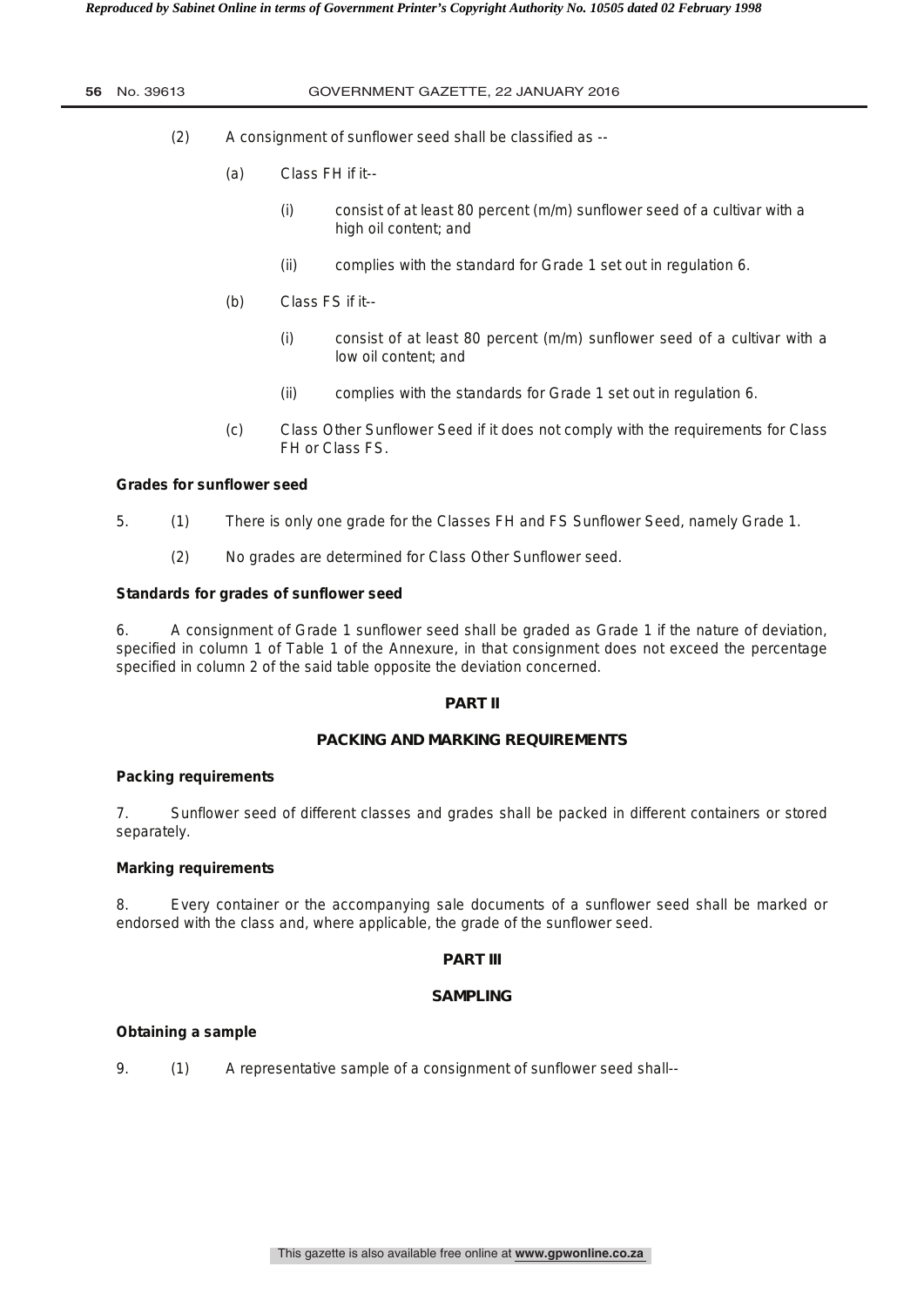(2) A consignment of sunflower seed shall be classified as --

(a) Class FH if it--

(i) consist of at least 80 percent (m/m) sunflower seed of a cultivar with a high oil content; and

(ii) complies with the standard for Grade 1 set out in regulation 6.

(b) Class FS if it--

(i) consist of at least 80 percent (m/m) sunflower seed of a cultivar with a low oil content; and

(ii) complies with the standards for Grade 1 set out in regulation 6.

(c) Class Other Sunflower Seed if it does not comply with the requirements for Class FH or Class FS.

**Grades for sunflower seed**

5. (1) There is only one grade for the Classes FH and FS Sunflower Seed, namely Grade 1.

(2) No grades are determined for Class Other Sunflower seed.

**Standards for grades of sunflower seed**

6. A consignment of Grade 1 sunflower seed shall be graded as Grade 1 if the nature of deviation, specified in column 1 of Table 1 of the Annexure, in that consignment does not exceed the percentage specified in column 2 of the said table opposite the deviation concerned.

## PART II

## PACKING AND MARKING REQUIREMENTS

**Packing requirements**

7. Sunflower seed of different classes and grades shall be packed in different containers or stored separately.

**Marking requirements**

8. Every container or the accompanying sale documents of a sunflower seed shall be marked or endorsed with the class and, where applicable, the grade of the sunflower seed.

## PART III

## SAMPLING

**Obtaining a sample**

9. (1) A representative sample of a consignment of sunflower seed shall--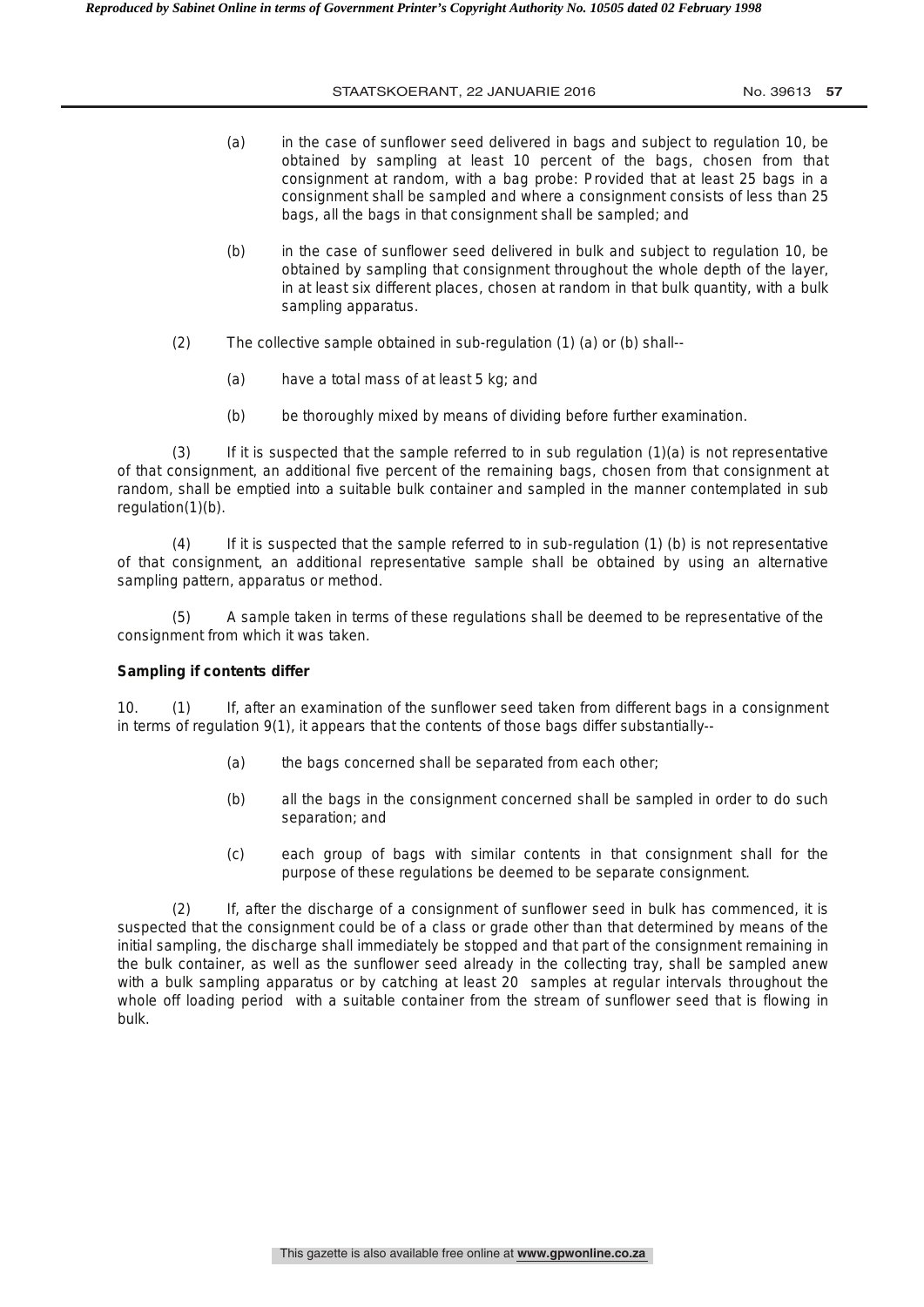(a) in the case of sunflower seed delivered in bags and subject to regulation 10, be obtained by sampling at least 10 percent of the bags, chosen from that consignment at random, with a bag probe: Provided that at least 25 bags in a consignment shall be sampled and where a consignment consists of less than 25 bags, all the bags in that consignment shall be sampled; and

(b) in the case of sunflower seed delivered in bulk and subject to regulation 10, be obtained by sampling that consignment throughout the whole depth of the layer, in at least six different places, chosen at random in that bulk quantity, with a bulk sampling apparatus.

(2) The collective sample obtained in sub-regulation (1) (a) or (b) shall--

(a) have a total mass of at least 5 kg; and

(b) be thoroughly mixed by means of dividing before further examination.

(3) If it is suspected that the sample referred to in sub regulation (1)(a) is not representative of that consignment, an additional five percent of the remaining bags, chosen from that consignment at random, shall be emptied into a suitable bulk container and sampled in the manner contemplated in sub regulation(1)(b).

(4) If it is suspected that the sample referred to in sub-regulation (1) (b) is not representative of that consignment, an additional representative sample shall be obtained by using an alternative sampling pattern, apparatus or method.

(5) A sample taken in terms of these regulations shall be deemed to be representative of the consignment from which it was taken.

**Sampling if contents differ**

10. (1) If, after an examination of the sunflower seed taken from different bags in a consignment in terms of regulation 9(1), it appears that the contents of those bags differ substantially--

(a) the bags concerned shall be separated from each other;

(b) all the bags in the consignment concerned shall be sampled in order to do such separation; and

(c) each group of bags with similar contents in that consignment shall for the purpose of these regulations be deemed to be separate consignment.

(2) If, after the discharge of a consignment of sunflower seed in bulk has commenced, it is suspected that the consignment could be of a class or grade other than that determined by means of the initial sampling, the discharge shall immediately be stopped and that part of the consignment remaining in the bulk container, as well as the sunflower seed already in the collecting tray, shall be sampled anew with a bulk sampling apparatus or by catching at least 20 samples at regular intervals throughout the whole off loading period with a suitable container from the stream of sunflower seed that is flowing in bulk.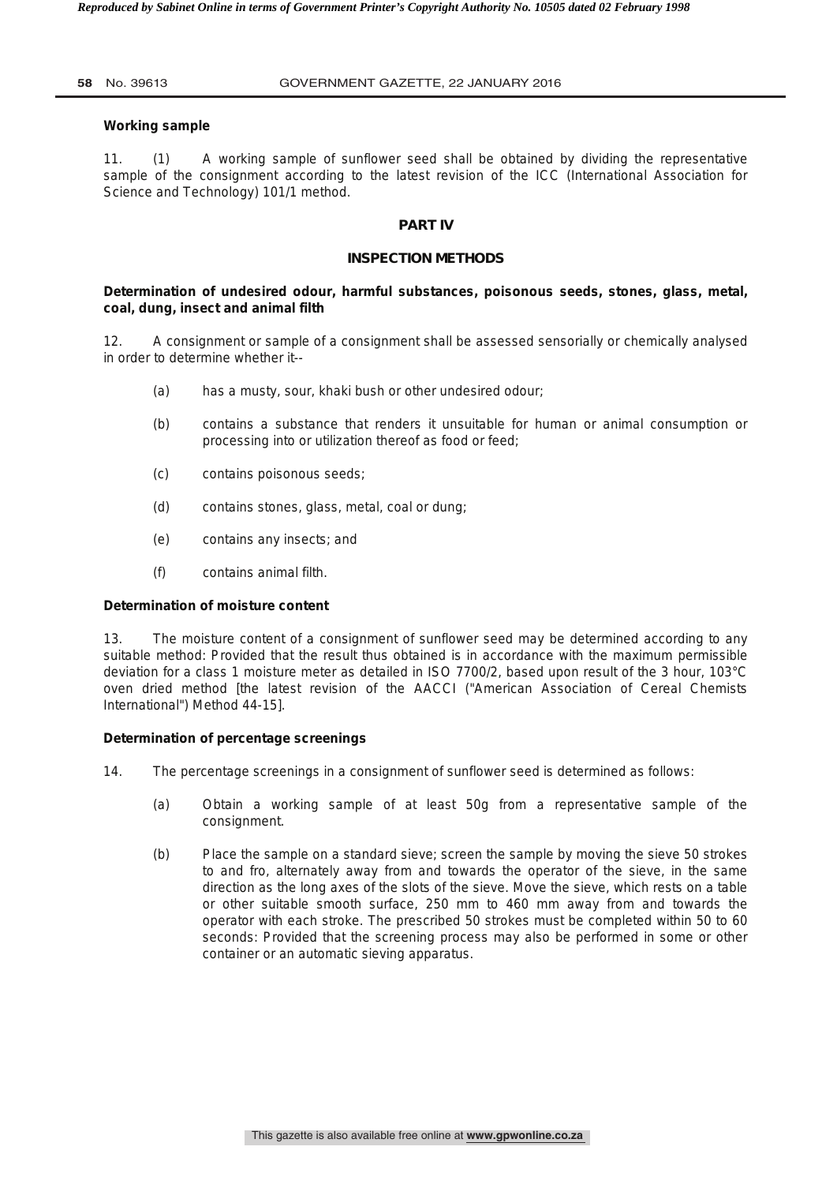**Working sample**

11. (1) A working sample of sunflower seed shall be obtained by dividing the representative sample of the consignment according to the latest revision of the ICC (International Association for Science and Technology) 101/1 method.

## PART IV

## INSPECTION METHODS

**Determination of undesired odour, harmful substances, poisonous seeds, stones, glass, metal, coal, dung, insect and animal filth**

12. A consignment or sample of a consignment shall be assessed sensorially or chemically analysed in order to determine whether it--

(a) has a musty, sour, khaki bush or other undesired odour;

(b) contains a substance that renders it unsuitable for human or animal consumption or processing into or utilization thereof as food or feed;

(c) contains poisonous seeds;

(d) contains stones, glass, metal, coal or dung;

(e) contains any insects; and

(f) contains animal filth.

**Determination of moisture content**

13. The moisture content of a consignment of sunflower seed may be determined according to any suitable method: Provided that the result thus obtained is in accordance with the maximum permissible deviation for a class 1 moisture meter as detailed in ISO 7700/2, based upon result of the 3 hour, 103°C oven dried method [the latest revision of the AACCI ("American Association of Cereal Chemists International") Method 44-15].

**Determination of percentage screenings**

14. The percentage screenings in a consignment of sunflower seed is determined as follows:

(a) Obtain a working sample of at least 50g from a representative sample of the consignment.

(b) Place the sample on a standard sieve; screen the sample by moving the sieve 50 strokes to and fro, alternately away from and towards the operator of the sieve, in the same direction as the long axes of the slots of the sieve. Move the sieve, which rests on a table or other suitable smooth surface, 250 mm to 460 mm away from and towards the operator with each stroke. The prescribed 50 strokes must be completed within 50 to 60 seconds: Provided that the screening process may also be performed in some or other container or an automatic sieving apparatus.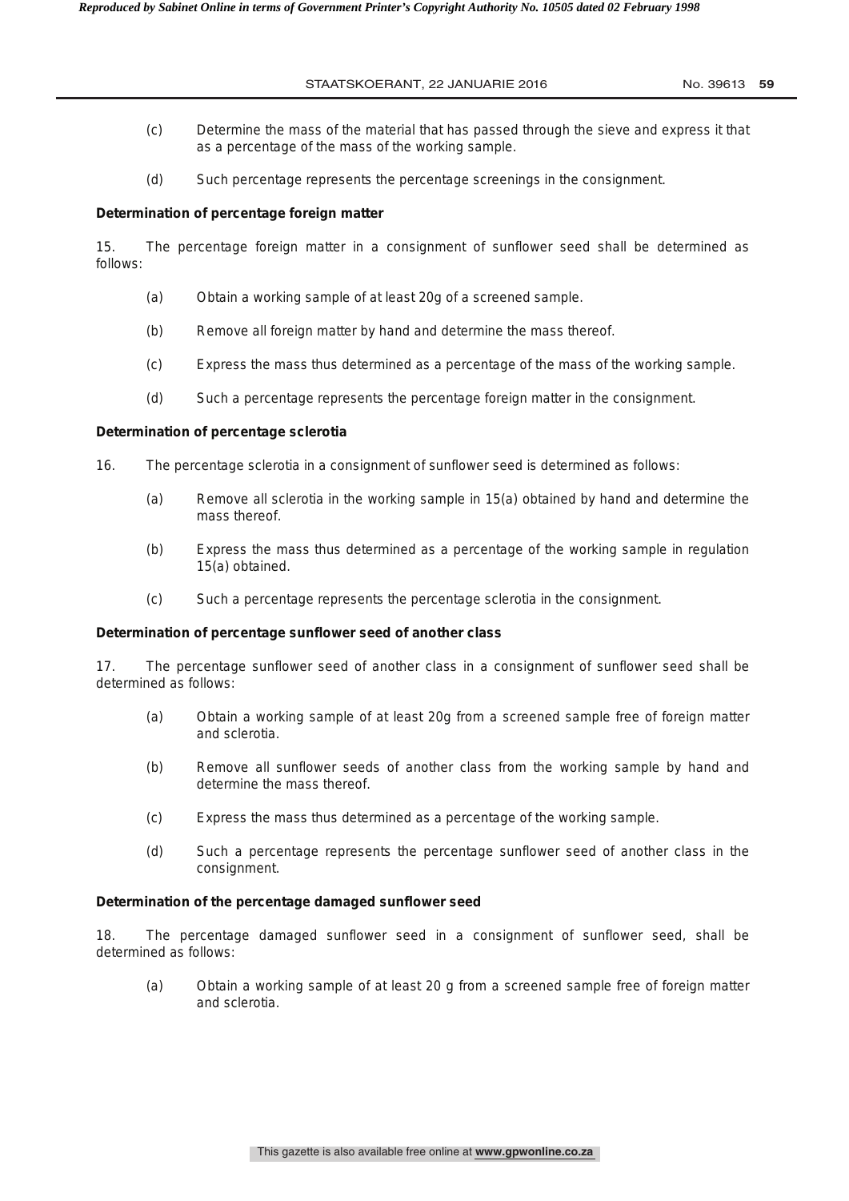(c) Determine the mass of the material that has passed through the sieve and express it that as a percentage of the mass of the working sample.

(d) Such percentage represents the percentage screenings in the consignment.

**Determination of percentage foreign matter**

15. The percentage foreign matter in a consignment of sunflower seed shall be determined as follows:

(a) Obtain a working sample of at least 20g of a screened sample.

(b) Remove all foreign matter by hand and determine the mass thereof.

(c) Express the mass thus determined as a percentage of the mass of the working sample.

(d) Such a percentage represents the percentage foreign matter in the consignment.

**Determination of percentage sclerotia**

16. The percentage sclerotia in a consignment of sunflower seed is determined as follows:

(a) Remove all sclerotia in the working sample in 15(a) obtained by hand and determine the mass thereof.

(b) Express the mass thus determined as a percentage of the working sample in regulation 15(a) obtained.

(c) Such a percentage represents the percentage sclerotia in the consignment.

**Determination of percentage sunflower seed of another class**

17. The percentage sunflower seed of another class in a consignment of sunflower seed shall be determined as follows:

(a) Obtain a working sample of at least 20g from a screened sample free of foreign matter and sclerotia.

(b) Remove all sunflower seeds of another class from the working sample by hand and determine the mass thereof.

(c) Express the mass thus determined as a percentage of the working sample.

(d) Such a percentage represents the percentage sunflower seed of another class in the consignment.

**Determination of the percentage damaged sunflower seed**

18. The percentage damaged sunflower seed in a consignment of sunflower seed, shall be determined as follows:

(a) Obtain a working sample of at least 20 g from a screened sample free of foreign matter and sclerotia.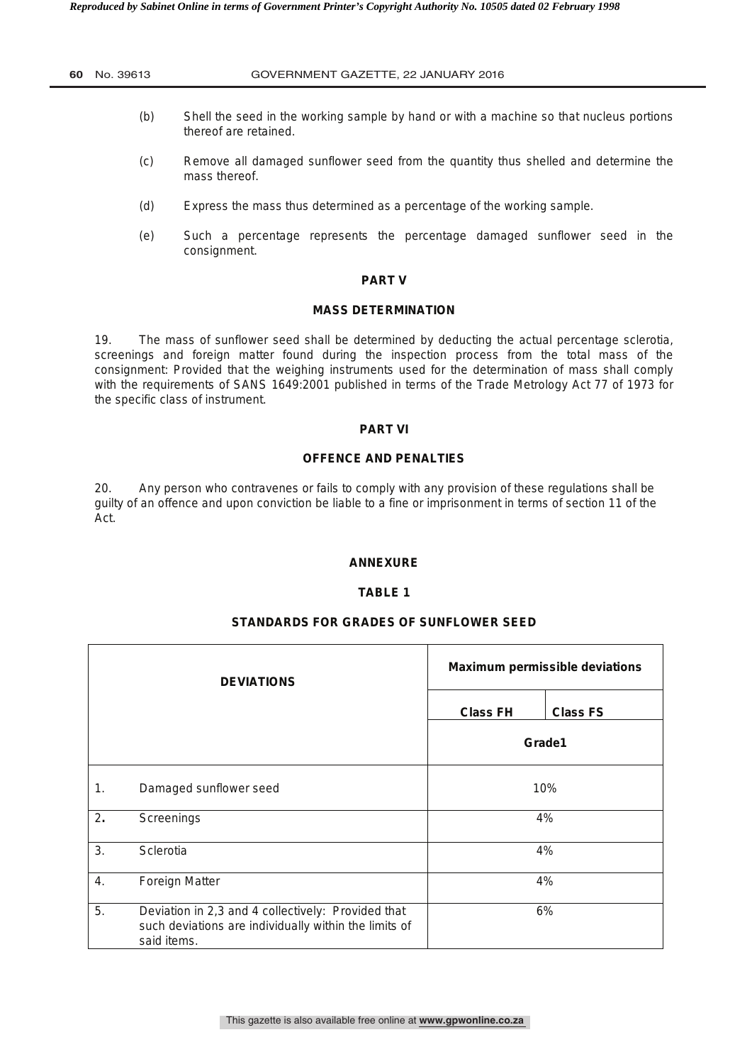(b) Shell the seed in the working sample by hand or with a machine so that nucleus portions thereof are retained.

(c) Remove all damaged sunflower seed from the quantity thus shelled and determine the mass thereof.

(d) Express the mass thus determined as a percentage of the working sample.

(e) Such a percentage represents the percentage damaged sunflower seed in the consignment.

## PART V

### MASS DETERMINATION

19. The mass of sunflower seed shall be determined by deducting the actual percentage sclerotia, screenings and foreign matter found during the inspection process from the total mass of the consignment: Provided that the weighing instruments used for the determination of mass shall comply with the requirements of SANS 1649:2001 published in terms of the Trade Metrology Act 77 of 1973 for the specific class of instrument.

## PART VI

### OFFENCE AND PENALTIES

20. Any person who contravenes or fails to comply with any provision of these regulations shall be guilty of an offence and upon conviction be liable to a fine or imprisonment in terms of section 11 of the Act.

## ANNEXURE

### TABLE 1

### STANDARDS FOR GRADES OF SUNFLOWER SEED

| DEVIATIONS | | Maximum permissible deviations | |
|---|---|---|---|
| | | Class FH | Class FS |
| | | Grade1 | |
| 1. | Damaged sunflower seed | 10% | |
| 2. | Screenings | 4% | |
| 3. | Sclerotia | 4% | |
| 4. | Foreign Matter | 4% | |
| 5. | Deviation in 2,3 and 4 collectively: Provided that such deviations are individually within the limits of said items. | 6% | |